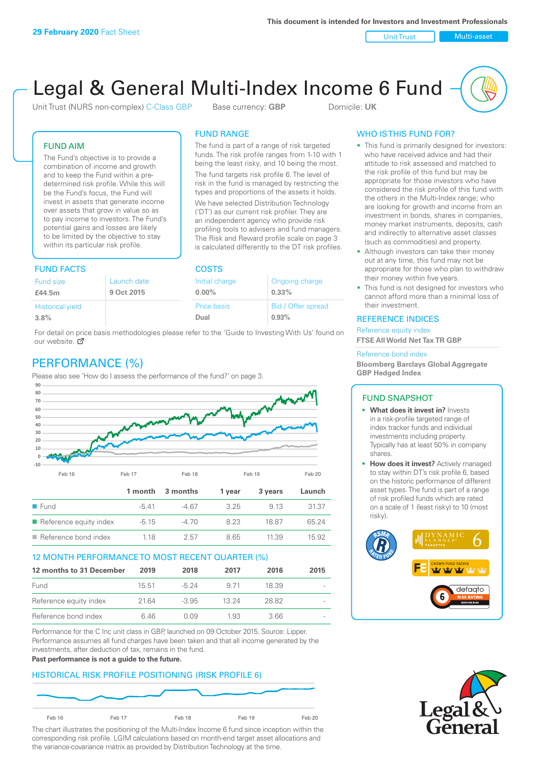**29 February 2020** Fact Sheet

This document is intended for Investors and Investment Professionals

Unit Trust | Multi-asset

# Legal & General Multi-Index Income 6 Fund

Unit Trust (NURS non-complex) C-Class GBP   Base currency: **GBP**   Domicile: **UK**

## FUND AIM

The Fund's objective is to provide a combination of income and growth and to keep the Fund within a pre-determined risk profile. While this will be the Fund's focus, the Fund will invest in assets that generate income over assets that grow in value so as to pay income to investors. The Fund's potential gains and losses are likely to be limited by the objective to stay within its particular risk profile.

## FUND RANGE

The fund is part of a range of risk targeted funds. The risk profile ranges from 1-10 with 1 being the least risky, and 10 being the most.

The fund targets risk profile 6. The level of risk in the fund is managed by restricting the types and proportions of the assets it holds.

We have selected Distribution Technology ('DT') as our current risk profiler. They are an independent agency who provide risk profiling tools to advisers and fund managers. The Risk and Reward profile scale on page 3 is calculated differently to the DT risk profiles.

## FUND FACTS

| Fund size | Launch date |
|---|---|
| **£44.5m** | **9 Oct 2015** |
| Historical yield | |
| **3.8%** | |

## COSTS

| Initial charge | Ongoing charge |
|---|---|
| **0.00%** | **0.33%** |
| Price basis | Bid / Offer spread |
| **Dual** | **0.93%** |

For detail on price basis methodologies please refer to the 'Guide to Investing With Us' found on our website.

## WHO IS THIS FUND FOR?

- This fund is primarily designed for investors: who have received advice and had their attitude to risk assessed and matched to the risk profile of this fund but may be appropriate for those investors who have considered the risk profile of this fund with the others in the Multi-Index range; who are looking for growth and income from an investment in bonds, shares in companies, money market instruments, deposits, cash and indirectly to alternative asset classes (such as commodities) and property.
- Although investors can take their money out at any time, this fund may not be appropriate for those who plan to withdraw their money within five years.
- This fund is not designed for investors who cannot afford more than a minimal loss of their investment.

## REFERENCE INDICES

Reference equity index
**FTSE All World Net Tax TR GBP**

Reference bond index
**Bloomberg Barclays Global Aggregate GBP Hedged Index**

## PERFORMANCE (%)

Please also see 'How do I assess the performance of the fund?' on page 3.

| | 1 month | 3 months | 1 year | 3 years | Launch |
|---|---|---|---|---|---|
| Fund | -5.41 | -4.67 | 3.25 | 9.13 | 31.37 |
| Reference equity index | -5.15 | -4.70 | 8.23 | 18.87 | 65.24 |
| Reference bond index | 1.18 | 2.57 | 8.65 | 11.39 | 15.92 |

## 12 MONTH PERFORMANCE TO MOST RECENT QUARTER (%)

| 12 months to 31 December | 2019 | 2018 | 2017 | 2016 | 2015 |
|---|---|---|---|---|---|
| Fund | 15.51 | -5.24 | 9.71 | 18.39 | - |
| Reference equity index | 21.64 | -3.95 | 13.24 | 28.82 | - |
| Reference bond index | 6.46 | 0.09 | 1.93 | 3.66 | - |

Performance for the C Inc unit class in GBP, launched on 09 October 2015. Source: Lipper. Performance assumes all fund charges have been taken and that all income generated by the investments, after deduction of tax, remains in the fund.

**Past performance is not a guide to the future.**

## FUND SNAPSHOT

- **What does it invest in?** Invests in a risk-profile targeted range of index tracker funds and individual investments including property. Typically has at least 50% in company shares.
- **How does it invest?** Actively managed to stay within DT's risk profile 6, based on the historic performance of different asset types. The fund is part of a range of risk profiled funds which are rated on a scale of 1 (least risky) to 10 (most risky).

## HISTORICAL RISK PROFILE POSITIONING (RISK PROFILE 6)

The chart illustrates the positioning of the Multi-Index Income 6 fund since inception within the corresponding risk profile. LGIM calculations based on month-end target asset allocations and the variance-covariance matrix as provided by Distribution Technology at the time.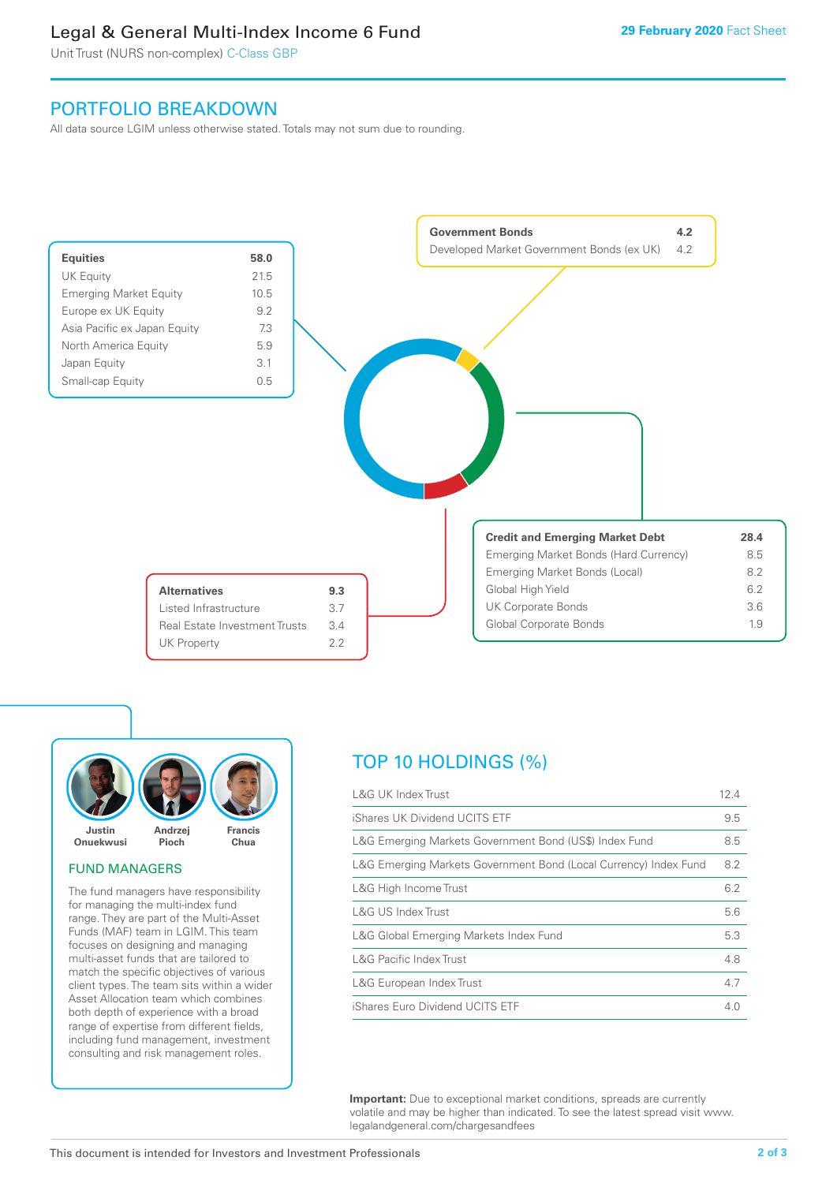# Legal & General Multi-Index Income 6 Fund

Unit Trust (NURS non-complex) C-Class GBP

**29 February 2020** Fact Sheet

## PORTFOLIO BREAKDOWN

All data source LGIM unless otherwise stated. Totals may not sum due to rounding.

| **Equities** | **58.0** |
|---|---|
| UK Equity | 21.5 |
| Emerging Market Equity | 10.5 |
| Europe ex UK Equity | 9.2 |
| Asia Pacific ex Japan Equity | 7.3 |
| North America Equity | 5.9 |
| Japan Equity | 3.1 |
| Small-cap Equity | 0.5 |

| **Government Bonds** | **4.2** |
|---|---|
| Developed Market Government Bonds (ex UK) | 4.2 |

| **Credit and Emerging Market Debt** | **28.4** |
|---|---|
| Emerging Market Bonds (Hard Currency) | 8.5 |
| Emerging Market Bonds (Local) | 8.2 |
| Global High Yield | 6.2 |
| UK Corporate Bonds | 3.6 |
| Global Corporate Bonds | 1.9 |

| **Alternatives** | **9.3** |
|---|---|
| Listed Infrastructure | 3.7 |
| Real Estate Investment Trusts | 3.4 |
| UK Property | 2.2 |

Justin Onuekwusi, Andrzej Pioch, Francis Chua

### FUND MANAGERS

The fund managers have responsibility for managing the multi-index fund range. They are part of the Multi-Asset Funds (MAF) team in LGIM. This team focuses on designing and managing multi-asset funds that are tailored to match the specific objectives of various client types. The team sits within a wider Asset Allocation team which combines both depth of experience with a broad range of expertise from different fields, including fund management, investment consulting and risk management roles.

## TOP 10 HOLDINGS (%)

| Holding | % |
|---|---|
| L&G UK Index Trust | 12.4 |
| iShares UK Dividend UCITS ETF | 9.5 |
| L&G Emerging Markets Government Bond (US$) Index Fund | 8.5 |
| L&G Emerging Markets Government Bond (Local Currency) Index Fund | 8.2 |
| L&G High Income Trust | 6.2 |
| L&G US Index Trust | 5.6 |
| L&G Global Emerging Markets Index Fund | 5.3 |
| L&G Pacific Index Trust | 4.8 |
| L&G European Index Trust | 4.7 |
| iShares Euro Dividend UCITS ETF | 4.0 |

**Important:** Due to exceptional market conditions, spreads are currently volatile and may be higher than indicated. To see the latest spread visit www.legalandgeneral.com/chargesandfees

This document is intended for Investors and Investment Professionals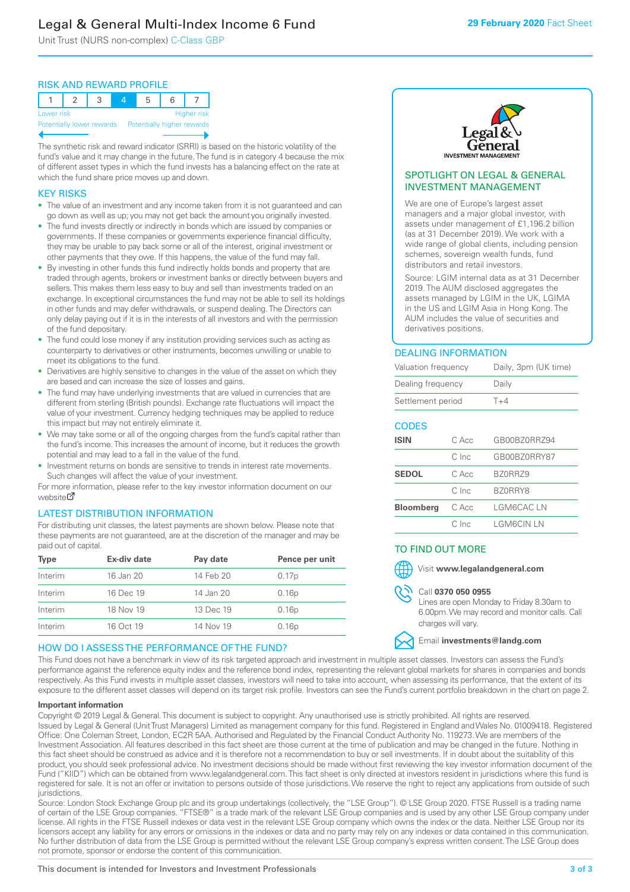# Legal & General Multi-Index Income 6 Fund

Unit Trust (NURS non-complex) C-Class GBP

**29 February 2020** Fact Sheet

## RISK AND REWARD PROFILE

| 1 | 2 | 3 | 4 | 5 | 6 | 7 |
|---|---|---|---|---|---|---|

Lower risk — Higher risk

Potentially lower rewards — Potentially higher rewards

The synthetic risk and reward indicator (SRRI) is based on the historic volatility of the fund's value and it may change in the future. The fund is in category 4 because the mix of different asset types in which the fund invests has a balancing effect on the rate at which the fund share price moves up and down.

## KEY RISKS

- The value of an investment and any income taken from it is not guaranteed and can go down as well as up; you may not get back the amount you originally invested.
- The fund invests directly or indirectly in bonds which are issued by companies or governments. If these companies or governments experience financial difficulty, they may be unable to pay back some or all of the interest, original investment or other payments that they owe. If this happens, the value of the fund may fall.
- By investing in other funds this fund indirectly holds bonds and property that are traded through agents, brokers or investment banks or directly between buyers and sellers. This makes them less easy to buy and sell than investments traded on an exchange. In exceptional circumstances the fund may not be able to sell its holdings in other funds and may defer withdrawals, or suspend dealing. The Directors can only delay paying out if it is in the interests of all investors and with the permission of the fund depositary.
- The fund could lose money if any institution providing services such as acting as counterparty to derivatives or other instruments, becomes unwilling or unable to meet its obligations to the fund.
- Derivatives are highly sensitive to changes in the value of the asset on which they are based and can increase the size of losses and gains.
- The fund may have underlying investments that are valued in currencies that are different from sterling (British pounds). Exchange rate fluctuations will impact the value of your investment. Currency hedging techniques may be applied to reduce this impact but may not entirely eliminate it.
- We may take some or all of the ongoing charges from the fund's capital rather than the fund's income. This increases the amount of income, but it reduces the growth potential and may lead to a fall in the value of the fund.
- Investment returns on bonds are sensitive to trends in interest rate movements. Such changes will affect the value of your investment.

For more information, please refer to the key investor information document on our website

## LATEST DISTRIBUTION INFORMATION

For distributing unit classes, the latest payments are shown below. Please note that these payments are not guaranteed, are at the discretion of the manager and may be paid out of capital.

| Type | Ex-div date | Pay date | Pence per unit |
|---|---|---|---|
| Interim | 16 Jan 20 | 14 Feb 20 | 0.17p |
| Interim | 16 Dec 19 | 14 Jan 20 | 0.16p |
| Interim | 18 Nov 19 | 13 Dec 19 | 0.16p |
| Interim | 16 Oct 19 | 14 Nov 19 | 0.16p |

## HOW DO I ASSESS THE PERFORMANCE OF THE FUND?

This Fund does not have a benchmark in view of its risk targeted approach and investment in multiple asset classes. Investors can assess the Fund's performance against the reference equity index and the reference bond index, representing the relevant global markets for shares in companies and bonds respectively. As this Fund invests in multiple asset classes, investors will need to take into account, when assessing its performance, that the extent of its exposure to the different asset classes will depend on its target risk profile. Investors can see the Fund's current portfolio breakdown in the chart on page 2.

## SPOTLIGHT ON LEGAL & GENERAL INVESTMENT MANAGEMENT

We are one of Europe's largest asset managers and a major global investor, with assets under management of £1,196.2 billion (as at 31 December 2019). We work with a wide range of global clients, including pension schemes, sovereign wealth funds, fund distributors and retail investors.

Source: LGIM internal data as at 31 December 2019. The AUM disclosed aggregates the assets managed by LGIM in the UK, LGIMA in the US and LGIM Asia in Hong Kong. The AUM includes the value of securities and derivatives positions.

## DEALING INFORMATION

| | |
|---|---|
| Valuation frequency | Daily, 3pm (UK time) |
| Dealing frequency | Daily |
| Settlement period | T+4 |

## CODES

| | | |
|---|---|---|
| **ISIN** | C Acc | GB00BZ0RRZ94 |
| | C Inc | GB00BZ0RRY87 |
| **SEDOL** | C Acc | BZ0RRZ9 |
| | C Inc | BZ0RRY8 |
| **Bloomberg** | C Acc | LGM6CAC LN |
| | C Inc | LGM6CIN LN |

## TO FIND OUT MORE

Visit **www.legalandgeneral.com**

Call **0370 050 0955**
Lines are open Monday to Friday 8.30am to 6.00pm. We may record and monitor calls. Call charges will vary.

Email **investments@landg.com**

### Important information

Copyright © 2019 Legal & General. This document is subject to copyright. Any unauthorised use is strictly prohibited. All rights are reserved.

Issued by Legal & General (Unit Trust Managers) Limited as management company for this fund. Registered in England and Wales No. 01009418. Registered Office: One Coleman Street, London, EC2R 5AA. Authorised and Regulated by the Financial Conduct Authority No. 119273. We are members of the Investment Association. All features described in this fact sheet are those current at the time of publication and may be changed in the future. Nothing in this fact sheet should be construed as advice and it is therefore not a recommendation to buy or sell investments. If in doubt about the suitability of this product, you should seek professional advice. No investment decisions should be made without first reviewing the key investor information document of the Fund ("KIID") which can be obtained from www.legalandgeneral.com. This fact sheet is only directed at investors resident in jurisdictions where this fund is registered for sale. It is not an offer or invitation to persons outside of those jurisdictions. We reserve the right to reject any applications from outside of such jurisdictions.

Source: London Stock Exchange Group plc and its group undertakings (collectively, the "LSE Group"). © LSE Group 2020. FTSE Russell is a trading name of certain of the LSE Group companies. "FTSE®" is a trade mark of the relevant LSE Group companies and is used by any other LSE Group company under license. All rights in the FTSE Russell indexes or data vest in the relevant LSE Group company which owns the index or the data. Neither LSE Group nor its licensors accept any liability for any errors or omissions in the indexes or data and no party may rely on any indexes or data contained in this communication. No further distribution of data from the LSE Group is permitted without the relevant LSE Group company's express written consent. The LSE Group does not promote, sponsor or endorse the content of this communication.

This document is intended for Investors and Investment Professionals